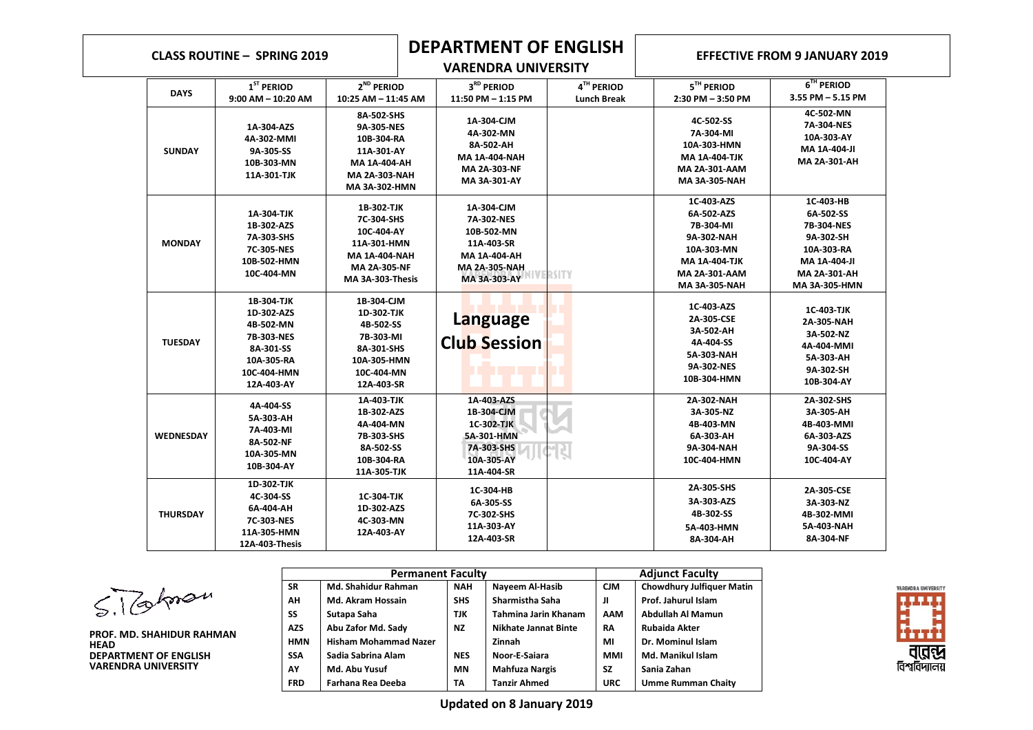**CLASS ROUTINE – SPRING 2019**

# DEPARTMENT OF ENGLISH

**VARENDRA UNIVERSITY**

**EFFECTIVE FROM 9 JANUARY 2019**

| DAYS | 1ST PERIOD 9:00 AM – 10:20 AM | 2ND PERIOD 10:25 AM – 11:45 AM | 3RD PERIOD 11:50 PM – 1:15 PM | 4TH PERIOD Lunch Break | 5TH PERIOD 2:30 PM – 3:50 PM | 6TH PERIOD 3.55 PM – 5.15 PM |
|---|---|---|---|---|---|---|
| SUNDAY | 1A-304-AZS<br>4A-302-MMI<br>9A-305-SS<br>10B-303-MN<br>11A-301-TJK | 8A-502-SHS<br>9A-305-NES<br>10B-304-RA<br>11A-301-AY<br>MA 1A-404-AH<br>MA 2A-303-NAH<br>MA 3A-302-HMN | 1A-304-CJM<br>4A-302-MN<br>8A-502-AH<br>MA 1A-404-NAH<br>MA 2A-303-NF<br>MA 3A-301-AY | | 4C-502-SS<br>7A-304-MI<br>10A-303-HMN<br>MA 1A-404-TJK<br>MA 2A-301-AAM<br>MA 3A-305-NAH | 4C-502-MN<br>7A-304-NES<br>10A-303-AY<br>MA 1A-404-JI<br>MA 2A-301-AH |
| MONDAY | 1A-304-TJK<br>1B-302-AZS<br>7A-303-SHS<br>7C-305-NES<br>10B-502-HMN<br>10C-404-MN | 1B-302-TJK<br>7C-304-SHS<br>10C-404-AY<br>11A-301-HMN<br>MA 1A-404-NAH<br>MA 2A-305-NF<br>MA 3A-303-Thesis | 1A-304-CJM<br>7A-302-NES<br>10B-502-MN<br>11A-403-SR<br>MA 1A-404-AH<br>MA 2A-305-NAH<br>MA 3A-303-AY | | 1C-403-AZS<br>6A-502-AZS<br>7B-304-MI<br>9A-302-NAH<br>10A-303-MN<br>MA 1A-404-TJK<br>MA 2A-301-AAM<br>MA 3A-305-NAH | 1C-403-HB<br>6A-502-SS<br>7B-304-NES<br>9A-302-SH<br>10A-303-RA<br>MA 1A-404-JI<br>MA 2A-301-AH<br>MA 3A-305-HMN |
| TUESDAY | 1B-304-TJK<br>1D-302-AZS<br>4B-502-MN<br>7B-303-NES<br>8A-301-SS<br>10A-305-RA<br>10C-404-HMN<br>12A-403-AY | 1B-304-CJM<br>1D-302-TJK<br>4B-502-SS<br>7B-303-MI<br>8A-301-SHS<br>10A-305-HMN<br>10C-404-MN<br>12A-403-SR | **Language Club Session** | | 1C-403-AZS<br>2A-305-CSE<br>3A-502-AH<br>4A-404-SS<br>5A-303-NAH<br>9A-302-NES<br>10B-304-HMN | 1C-403-TJK<br>2A-305-NAH<br>3A-502-NZ<br>4A-404-MMI<br>5A-303-AH<br>9A-302-SH<br>10B-304-AY |
| WEDNESDAY | 4A-404-SS<br>5A-303-AH<br>7A-403-MI<br>8A-502-NF<br>10A-305-MN<br>10B-304-AY | 1A-403-TJK<br>1B-302-AZS<br>4A-404-MN<br>7B-303-SHS<br>8A-502-SS<br>10B-304-RA<br>11A-305-TJK | 1A-403-AZS<br>1B-304-CJM<br>1C-302-TJK<br>5A-301-HMN<br>7A-303-SHS<br>10A-305-AY<br>11A-404-SR | | 2A-302-NAH<br>3A-305-NZ<br>4B-403-MN<br>6A-303-AH<br>9A-304-NAH<br>10C-404-HMN | 2A-302-SHS<br>3A-305-AH<br>4B-403-MMI<br>6A-303-AZS<br>9A-304-SS<br>10C-404-AY |
| THURSDAY | 1D-302-TJK<br>4C-304-SS<br>6A-404-AH<br>7C-303-NES<br>11A-305-HMN<br>12A-403-Thesis | 1C-304-TJK<br>1D-302-AZS<br>4C-303-MN<br>12A-403-AY | 1C-304-HB<br>6A-305-SS<br>7C-302-SHS<br>11A-303-AY<br>12A-403-SR | | 2A-305-SHS<br>3A-303-AZS<br>4B-302-SS<br>5A-403-HMN<br>8A-304-AH | 2A-305-CSE<br>3A-303-NZ<br>4B-302-MMI<br>5A-403-NAH<br>8A-304-NF |

| Permanent Faculty | | | | Adjunct Faculty | |
|---|---|---|---|---|---|
| SR | Md. Shahidur Rahman | NAH | Nayeem Al-Hasib | CJM | Chowdhury Julfiquer Matin |
| AH | Md. Akram Hossain | SHS | Sharmistha Saha | JI | Prof. Jahurul Islam |
| SS | Sutapa Saha | TJK | Tahmina Jarin Khanam | AAM | Abdullah Al Mamun |
| AZS | Abu Zafor Md. Sady | NZ | Nikhate Jannat Binte Zinnah | RA | Rubaida Akter |
| HMN | Hisham Mohammad Nazer | | | MI | Dr. Mominul Islam |
| SSA | Sadia Sabrina Alam | NES | Noor-E-Saiara | MMI | Md. Manikul Islam |
| AY | Md. Abu Yusuf | MN | Mahfuza Nargis | SZ | Sania Zahan |
| FRD | Farhana Rea Deeba | TA | Tanzir Ahmed | URC | Umme Rumman Chaity |

**PROF. MD. SHAHIDUR RAHMAN**
**HEAD**
**DEPARTMENT OF ENGLISH**
**VARENDRA UNIVERSITY**

**Updated on 8 January 2019**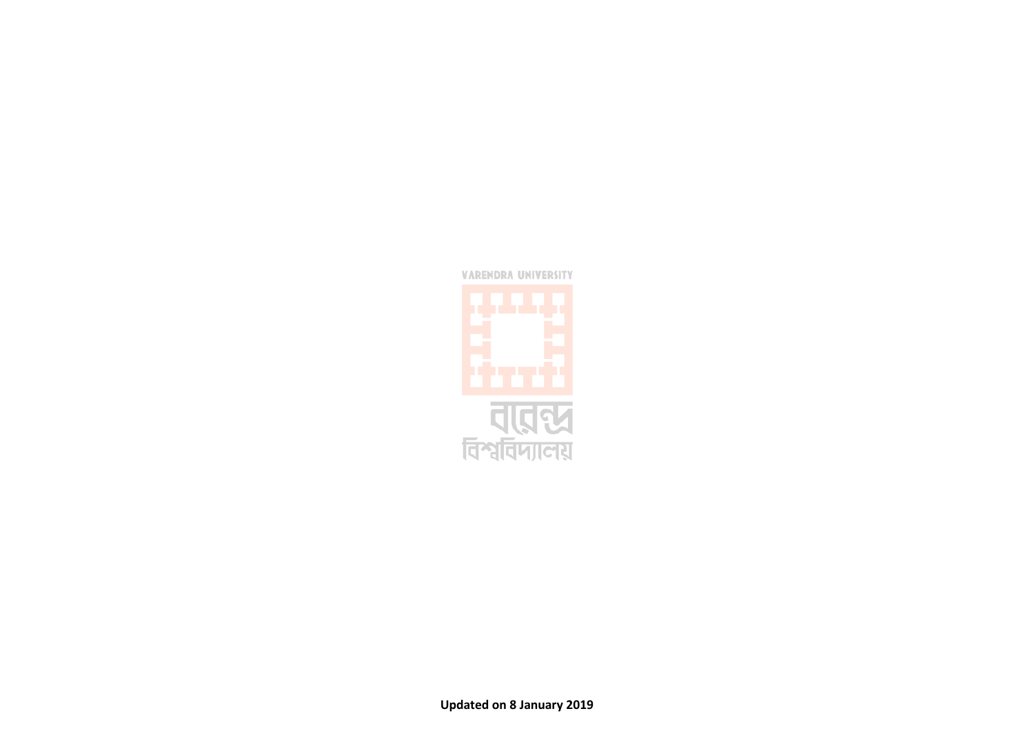**Updated on 8 January 2019**